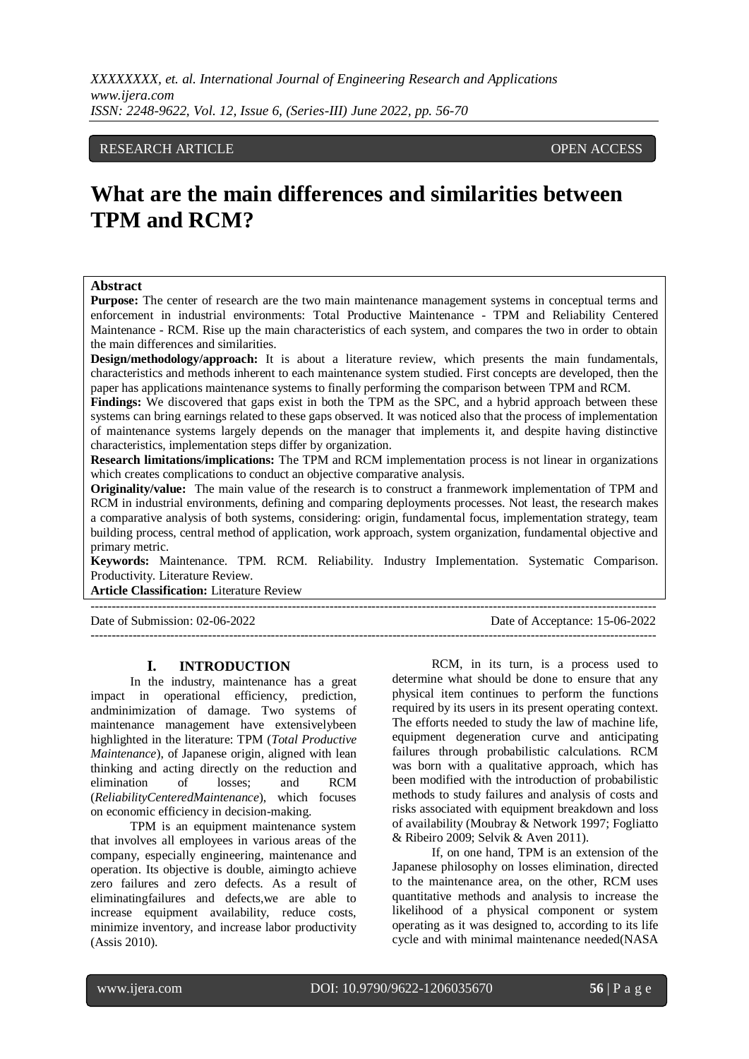RESEARCH ARTICLE OPEN ACCESS

# What are the main differences and similarities between TPM and RCM?

**Abstract**

**Purpose:** The center of research are the two main maintenance management systems in conceptual terms and enforcement in industrial environments: Total Productive Maintenance - TPM and Reliability Centered Maintenance - RCM. Rise up the main characteristics of each system, and compares the two in order to obtain the main differences and similarities.

**Design/methodology/approach:** It is about a literature review, which presents the main fundamentals, characteristics and methods inherent to each maintenance system studied. First concepts are developed, then the paper has applications maintenance systems to finally performing the comparison between TPM and RCM.

**Findings:** We discovered that gaps exist in both the TPM as the SPC, and a hybrid approach between these systems can bring earnings related to these gaps observed. It was noticed also that the process of implementation of maintenance systems largely depends on the manager that implements it, and despite having distinctive characteristics, implementation steps differ by organization.

**Research limitations/implications:** The TPM and RCM implementation process is not linear in organizations which creates complications to conduct an objective comparative analysis.

**Originality/value:** The main value of the research is to construct a franmework implementation of TPM and RCM in industrial environments, defining and comparing deployments processes. Not least, the research makes a comparative analysis of both systems, considering: origin, fundamental focus, implementation strategy, team building process, central method of application, work approach, system organization, fundamental objective and primary metric.

**Keywords:** Maintenance. TPM. RCM. Reliability. Industry Implementation. Systematic Comparison. Productivity. Literature Review.

**Article Classification:** Literature Review

---

Date of Submission: 02-06-2022 Date of Acceptance: 15-06-2022

---

## I. INTRODUCTION

In the industry, maintenance has a great impact in operational efficiency, prediction, andminimization of damage. Two systems of maintenance management have extensivelybeen highlighted in the literature: TPM (*Total Productive Maintenance*), of Japanese origin, aligned with lean thinking and acting directly on the reduction and elimination of losses; and RCM (*ReliabilityCenteredMaintenance*), which focuses on economic efficiency in decision-making.

TPM is an equipment maintenance system that involves all employees in various areas of the company, especially engineering, maintenance and operation. Its objective is double, aimingto achieve zero failures and zero defects. As a result of eliminatingfailures and defects,we are able to increase equipment availability, reduce costs, minimize inventory, and increase labor productivity (Assis 2010).

RCM, in its turn, is a process used to determine what should be done to ensure that any physical item continues to perform the functions required by its users in its present operating context. The efforts needed to study the law of machine life, equipment degeneration curve and anticipating failures through probabilistic calculations. RCM was born with a qualitative approach, which has been modified with the introduction of probabilistic methods to study failures and analysis of costs and risks associated with equipment breakdown and loss of availability (Moubray & Network 1997; Fogliatto & Ribeiro 2009; Selvik & Aven 2011).

If, on one hand, TPM is an extension of the Japanese philosophy on losses elimination, directed to the maintenance area, on the other, RCM uses quantitative methods and analysis to increase the likelihood of a physical component or system operating as it was designed to, according to its life cycle and with minimal maintenance needed(NASA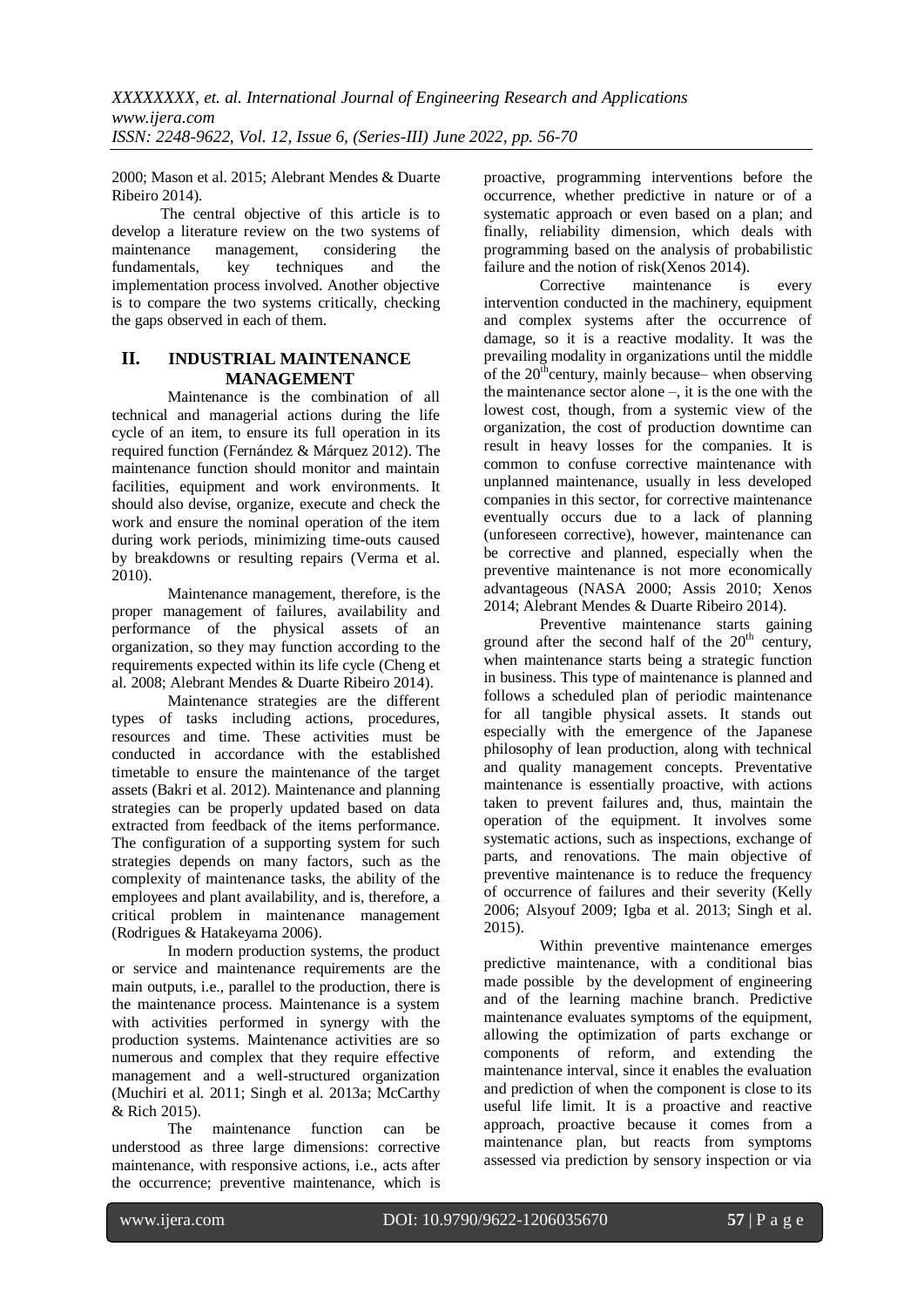2000; Mason et al. 2015; Alebrant Mendes & Duarte Ribeiro 2014).

The central objective of this article is to develop a literature review on the two systems of maintenance management, considering the fundamentals, key techniques and the implementation process involved. Another objective is to compare the two systems critically, checking the gaps observed in each of them.

## II. INDUSTRIAL MAINTENANCE MANAGEMENT

Maintenance is the combination of all technical and managerial actions during the life cycle of an item, to ensure its full operation in its required function (Fernández & Márquez 2012). The maintenance function should monitor and maintain facilities, equipment and work environments. It should also devise, organize, execute and check the work and ensure the nominal operation of the item during work periods, minimizing time-outs caused by breakdowns or resulting repairs (Verma et al. 2010).

Maintenance management, therefore, is the proper management of failures, availability and performance of the physical assets of an organization, so they may function according to the requirements expected within its life cycle (Cheng et al. 2008; Alebrant Mendes & Duarte Ribeiro 2014).

Maintenance strategies are the different types of tasks including actions, procedures, resources and time. These activities must be conducted in accordance with the established timetable to ensure the maintenance of the target assets (Bakri et al. 2012). Maintenance and planning strategies can be properly updated based on data extracted from feedback of the items performance. The configuration of a supporting system for such strategies depends on many factors, such as the complexity of maintenance tasks, the ability of the employees and plant availability, and is, therefore, a critical problem in maintenance management (Rodrigues & Hatakeyama 2006).

In modern production systems, the product or service and maintenance requirements are the main outputs, i.e., parallel to the production, there is the maintenance process. Maintenance is a system with activities performed in synergy with the production systems. Maintenance activities are so numerous and complex that they require effective management and a well-structured organization (Muchiri et al. 2011; Singh et al. 2013a; McCarthy & Rich 2015).

The maintenance function can be understood as three large dimensions: corrective maintenance, with responsive actions, i.e., acts after the occurrence; preventive maintenance, which is proactive, programming interventions before the occurrence, whether predictive in nature or of a systematic approach or even based on a plan; and finally, reliability dimension, which deals with programming based on the analysis of probabilistic failure and the notion of risk(Xenos 2014).

Corrective maintenance is every intervention conducted in the machinery, equipment and complex systems after the occurrence of damage, so it is a reactive modality. It was the prevailing modality in organizations until the middle of the 20th century, mainly because– when observing the maintenance sector alone –, it is the one with the lowest cost, though, from a systemic view of the organization, the cost of production downtime can result in heavy losses for the companies. It is common to confuse corrective maintenance with unplanned maintenance, usually in less developed companies in this sector, for corrective maintenance eventually occurs due to a lack of planning (unforeseen corrective), however, maintenance can be corrective and planned, especially when the preventive maintenance is not more economically advantageous (NASA 2000; Assis 2010; Xenos 2014; Alebrant Mendes & Duarte Ribeiro 2014).

Preventive maintenance starts gaining ground after the second half of the 20th century, when maintenance starts being a strategic function in business. This type of maintenance is planned and follows a scheduled plan of periodic maintenance for all tangible physical assets. It stands out especially with the emergence of the Japanese philosophy of lean production, along with technical and quality management concepts. Preventative maintenance is essentially proactive, with actions taken to prevent failures and, thus, maintain the operation of the equipment. It involves some systematic actions, such as inspections, exchange of parts, and renovations. The main objective of preventive maintenance is to reduce the frequency of occurrence of failures and their severity (Kelly 2006; Alsyouf 2009; Igba et al. 2013; Singh et al. 2015).

Within preventive maintenance emerges predictive maintenance, with a conditional bias made possible by the development of engineering and of the learning machine branch. Predictive maintenance evaluates symptoms of the equipment, allowing the optimization of parts exchange or components of reform, and extending the maintenance interval, since it enables the evaluation and prediction of when the component is close to its useful life limit. It is a proactive and reactive approach, proactive because it comes from a maintenance plan, but reacts from symptoms assessed via prediction by sensory inspection or via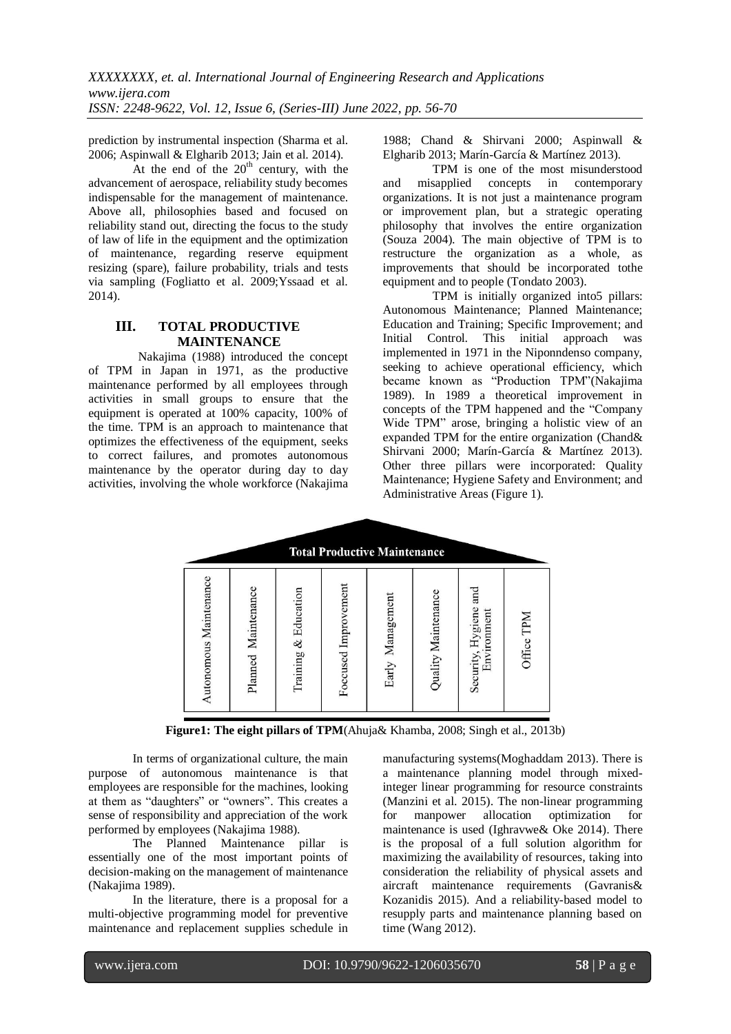prediction by instrumental inspection (Sharma et al. 2006; Aspinwall & Elgharib 2013; Jain et al. 2014).

At the end of the 20th century, with the advancement of aerospace, reliability study becomes indispensable for the management of maintenance. Above all, philosophies based and focused on reliability stand out, directing the focus to the study of law of life in the equipment and the optimization of maintenance, regarding reserve equipment resizing (spare), failure probability, trials and tests via sampling (Fogliatto et al. 2009;Yssaad et al. 2014).

## III. TOTAL PRODUCTIVE MAINTENANCE

Nakajima (1988) introduced the concept of TPM in Japan in 1971, as the productive maintenance performed by all employees through activities in small groups to ensure that the equipment is operated at 100% capacity, 100% of the time. TPM is an approach to maintenance that optimizes the effectiveness of the equipment, seeks to correct failures, and promotes autonomous maintenance by the operator during day to day activities, involving the whole workforce (Nakajima 1988; Chand & Shirvani 2000; Aspinwall & Elgharib 2013; Marín-García & Martínez 2013).

TPM is one of the most misunderstood and misapplied concepts in contemporary organizations. It is not just a maintenance program or improvement plan, but a strategic operating philosophy that involves the entire organization (Souza 2004). The main objective of TPM is to restructure the organization as a whole, as improvements that should be incorporated tothe equipment and to people (Tondato 2003).

TPM is initially organized into5 pillars: Autonomous Maintenance; Planned Maintenance; Education and Training; Specific Improvement; and Initial Control. This initial approach was implemented in 1971 in the Niponndenso company, seeking to achieve operational efficiency, which became known as "Production TPM"(Nakajima 1989). In 1989 a theoretical improvement in concepts of the TPM happened and the "Company Wide TPM" arose, bringing a holistic view of an expanded TPM for the entire organization (Chand& Shirvani 2000; Marín-García & Martínez 2013). Other three pillars were incorporated: Quality Maintenance; Hygiene Safety and Environment; and Administrative Areas (Figure 1).

| Total Productive Maintenance | | | | | | | |
|---|---|---|---|---|---|---|---|
| Autonomous Maintenance | Planned Maintenance | Training & Education | Foccused Improvement | Early Management | Quality Maintenance | Security, Hygiene and Environment | Office TPM |

**Figure1: The eight pillars of TPM**(Ahuja& Khamba, 2008; Singh et al., 2013b)

In terms of organizational culture, the main purpose of autonomous maintenance is that employees are responsible for the machines, looking at them as "daughters" or "owners". This creates a sense of responsibility and appreciation of the work performed by employees (Nakajima 1988).

The Planned Maintenance pillar is essentially one of the most important points of decision-making on the management of maintenance (Nakajima 1989).

In the literature, there is a proposal for a multi-objective programming model for preventive maintenance and replacement supplies schedule in manufacturing systems(Moghaddam 2013). There is a maintenance planning model through mixed-integer linear programming for resource constraints (Manzini et al. 2015). The non-linear programming for manpower allocation optimization for maintenance is used (Ighravwe& Oke 2014). There is the proposal of a full solution algorithm for maximizing the availability of resources, taking into consideration the reliability of physical assets and aircraft maintenance requirements (Gavranis& Kozanidis 2015). And a reliability-based model to resupply parts and maintenance planning based on time (Wang 2012).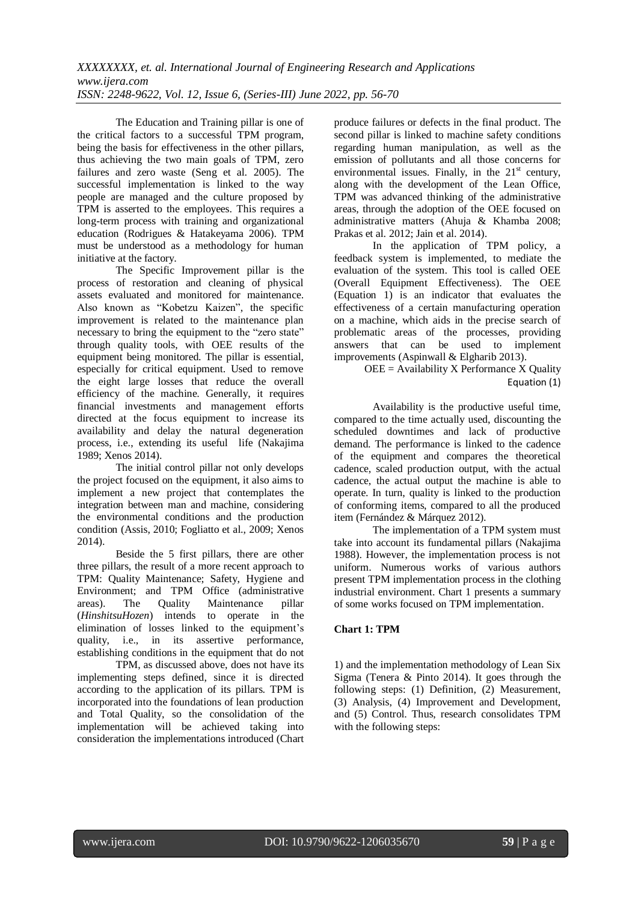The Education and Training pillar is one of the critical factors to a successful TPM program, being the basis for effectiveness in the other pillars, thus achieving the two main goals of TPM, zero failures and zero waste (Seng et al. 2005). The successful implementation is linked to the way people are managed and the culture proposed by TPM is asserted to the employees. This requires a long-term process with training and organizational education (Rodrigues & Hatakeyama 2006). TPM must be understood as a methodology for human initiative at the factory.

The Specific Improvement pillar is the process of restoration and cleaning of physical assets evaluated and monitored for maintenance. Also known as "Kobetzu Kaizen", the specific improvement is related to the maintenance plan necessary to bring the equipment to the "zero state" through quality tools, with OEE results of the equipment being monitored. The pillar is essential, especially for critical equipment. Used to remove the eight large losses that reduce the overall efficiency of the machine. Generally, it requires financial investments and management efforts directed at the focus equipment to increase its availability and delay the natural degeneration process, i.e., extending its useful life (Nakajima 1989; Xenos 2014).

The initial control pillar not only develops the project focused on the equipment, it also aims to implement a new project that contemplates the integration between man and machine, considering the environmental conditions and the production condition (Assis, 2010; Fogliatto et al., 2009; Xenos 2014).

Beside the 5 first pillars, there are other three pillars, the result of a more recent approach to TPM: Quality Maintenance; Safety, Hygiene and Environment; and TPM Office (administrative areas). The Quality Maintenance pillar (*HinshitsuHozen*) intends to operate in the elimination of losses linked to the equipment's quality, i.e., in its assertive performance, establishing conditions in the equipment that do not produce failures or defects in the final product. The second pillar is linked to machine safety conditions regarding human manipulation, as well as the emission of pollutants and all those concerns for environmental issues. Finally, in the 21st century, along with the development of the Lean Office, TPM was advanced thinking of the administrative areas, through the adoption of the OEE focused on administrative matters (Ahuja & Khamba 2008; Prakas et al. 2012; Jain et al. 2014).

TPM, as discussed above, does not have its implementing steps defined, since it is directed according to the application of its pillars. TPM is incorporated into the foundations of lean production and Total Quality, so the consolidation of the implementation will be achieved taking into consideration the implementations introduced (Chart 1) and the implementation methodology of Lean Six Sigma (Tenera & Pinto 2014). It goes through the following steps: (1) Definition, (2) Measurement, (3) Analysis, (4) Improvement and Development, and (5) Control. Thus, research consolidates TPM with the following steps:

In the application of TPM policy, a feedback system is implemented, to mediate the evaluation of the system. This tool is called OEE (Overall Equipment Effectiveness). The OEE (Equation 1) is an indicator that evaluates the effectiveness of a certain manufacturing operation on a machine, which aids in the precise search of problematic areas of the processes, providing answers that can be used to implement improvements (Aspinwall & Elgharib 2013).

$$OEE = Availability \times Performance \times Quality \quad \text{Equation (1)}$$

Availability is the productive useful time, compared to the time actually used, discounting the scheduled downtimes and lack of productive demand. The performance is linked to the cadence of the equipment and compares the theoretical cadence, scaled production output, with the actual cadence, the actual output the machine is able to operate. In turn, quality is linked to the production of conforming items, compared to all the produced item (Fernández & Márquez 2012).

The implementation of a TPM system must take into account its fundamental pillars (Nakajima 1988). However, the implementation process is not uniform. Numerous works of various authors present TPM implementation process in the clothing industrial environment. Chart 1 presents a summary of some works focused on TPM implementation.

**Chart 1: TPM**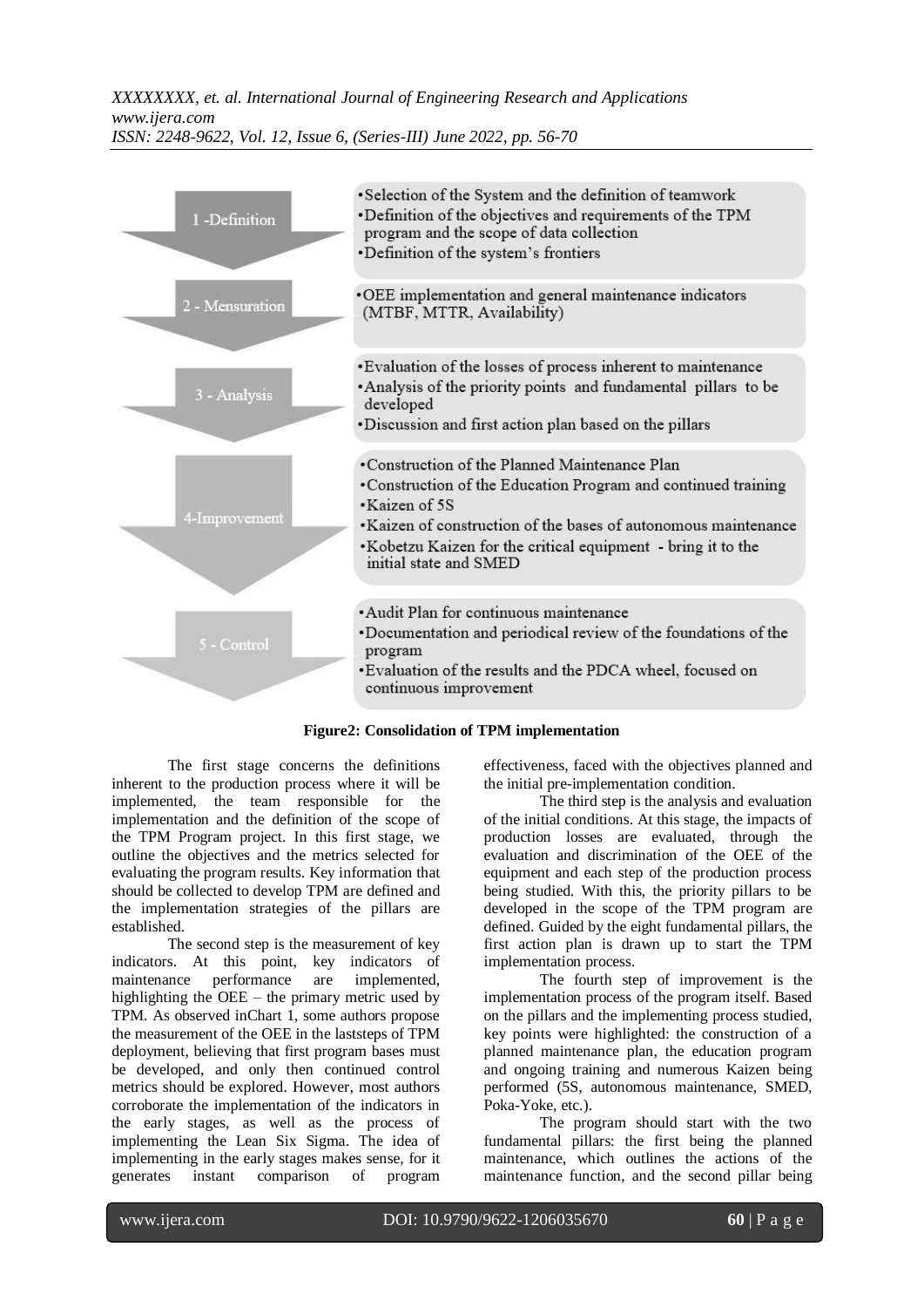| | |
|---|---|
| 1 -Definition | •Selection of the System and the definition of teamwork<br>•Definition of the objectives and requirements of the TPM program and the scope of data collection<br>•Definition of the system's frontiers |
| 2 - Mensuration | •OEE implementation and general maintenance indicators (MTBF, MTTR, Availability) |
| 3 - Analysis | •Evaluation of the losses of process inherent to maintenance<br>•Analysis of the priority points and fundamental pillars to be developed<br>•Discussion and first action plan based on the pillars |
| 4-Improvement | •Construction of the Planned Maintenance Plan<br>•Construction of the Education Program and continued training<br>•Kaizen of 5S<br>•Kaizen of construction of the bases of autonomous maintenance<br>•Kobetzu Kaizen for the critical equipment - bring it to the initial state and SMED |
| 5 - Control | •Audit Plan for continuous maintenance<br>•Documentation and periodical review of the foundations of the program<br>•Evaluation of the results and the PDCA wheel, focused on continuous improvement |

**Figure2: Consolidation of TPM implementation**

The first stage concerns the definitions inherent to the production process where it will be implemented, the team responsible for the implementation and the definition of the scope of the TPM Program project. In this first stage, we outline the objectives and the metrics selected for evaluating the program results. Key information that should be collected to develop TPM are defined and the implementation strategies of the pillars are established.

The second step is the measurement of key indicators. At this point, key indicators of maintenance performance are implemented, highlighting the OEE – the primary metric used by TPM. As observed inChart 1, some authors propose the measurement of the OEE in the laststeps of TPM deployment, believing that first program bases must be developed, and only then continued control metrics should be explored. However, most authors corroborate the implementation of the indicators in the early stages, as well as the process of implementing the Lean Six Sigma. The idea of implementing in the early stages makes sense, for it generates instant comparison of program effectiveness, faced with the objectives planned and the initial pre-implementation condition.

The third step is the analysis and evaluation of the initial conditions. At this stage, the impacts of production losses are evaluated, through the evaluation and discrimination of the OEE of the equipment and each step of the production process being studied. With this, the priority pillars to be developed in the scope of the TPM program are defined. Guided by the eight fundamental pillars, the first action plan is drawn up to start the TPM implementation process.

The fourth step of improvement is the implementation process of the program itself. Based on the pillars and the implementing process studied, key points were highlighted: the construction of a planned maintenance plan, the education program and ongoing training and numerous Kaizen being performed (5S, autonomous maintenance, SMED, Poka-Yoke, etc.).

The program should start with the two fundamental pillars: the first being the planned maintenance, which outlines the actions of the maintenance function, and the second pillar being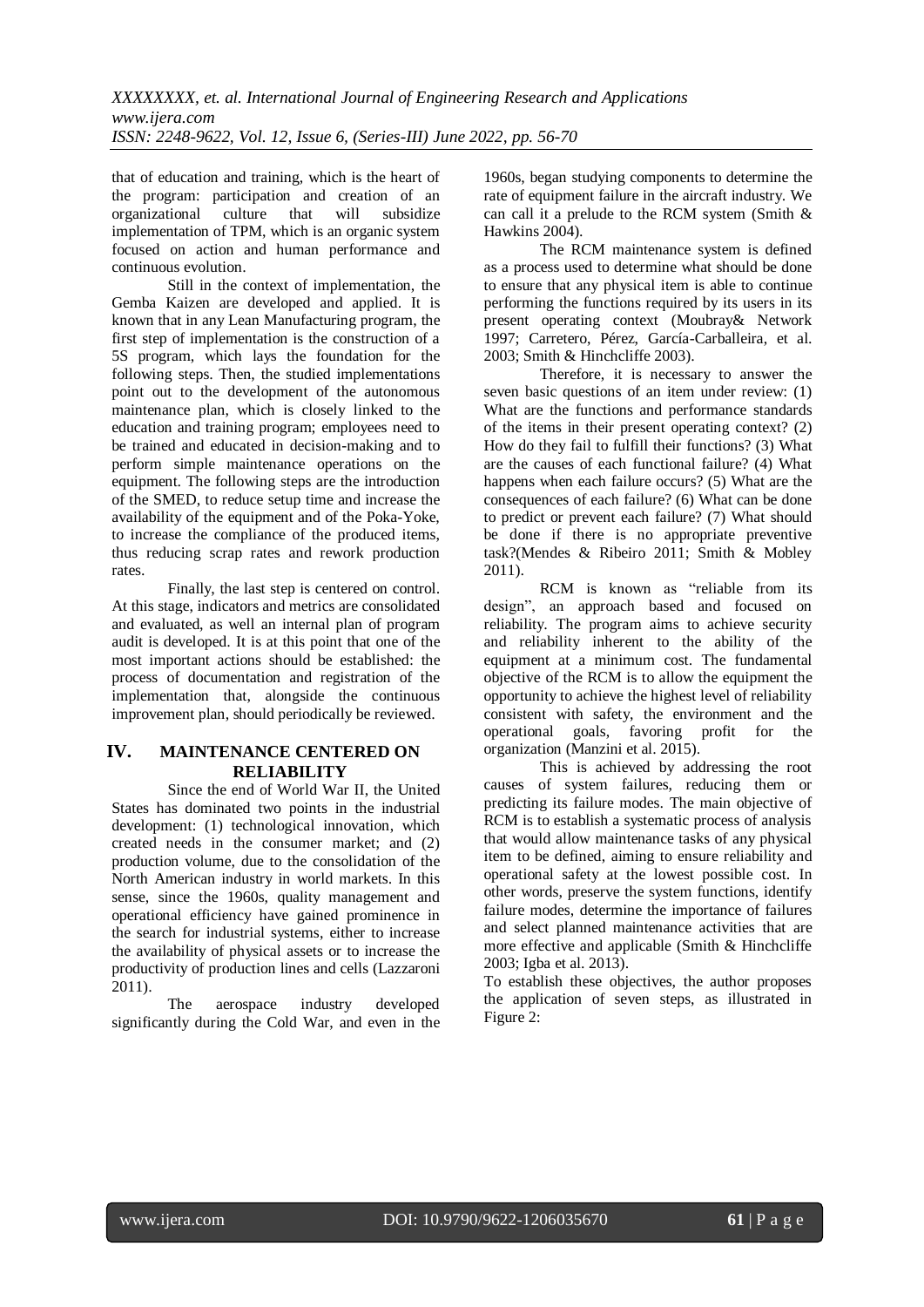that of education and training, which is the heart of the program: participation and creation of an organizational culture that will subsidize implementation of TPM, which is an organic system focused on action and human performance and continuous evolution.

Still in the context of implementation, the Gemba Kaizen are developed and applied. It is known that in any Lean Manufacturing program, the first step of implementation is the construction of a 5S program, which lays the foundation for the following steps. Then, the studied implementations point out to the development of the autonomous maintenance plan, which is closely linked to the education and training program; employees need to be trained and educated in decision-making and to perform simple maintenance operations on the equipment. The following steps are the introduction of the SMED, to reduce setup time and increase the availability of the equipment and of the Poka-Yoke, to increase the compliance of the produced items, thus reducing scrap rates and rework production rates.

Finally, the last step is centered on control. At this stage, indicators and metrics are consolidated and evaluated, as well an internal plan of program audit is developed. It is at this point that one of the most important actions should be established: the process of documentation and registration of the implementation that, alongside the continuous improvement plan, should periodically be reviewed.

## IV. MAINTENANCE CENTERED ON RELIABILITY

Since the end of World War II, the United States has dominated two points in the industrial development: (1) technological innovation, which created needs in the consumer market; and (2) production volume, due to the consolidation of the North American industry in world markets. In this sense, since the 1960s, quality management and operational efficiency have gained prominence in the search for industrial systems, either to increase the availability of physical assets or to increase the productivity of production lines and cells (Lazzaroni 2011).

The aerospace industry developed significantly during the Cold War, and even in the 1960s, began studying components to determine the rate of equipment failure in the aircraft industry. We can call it a prelude to the RCM system (Smith & Hawkins 2004).

The RCM maintenance system is defined as a process used to determine what should be done to ensure that any physical item is able to continue performing the functions required by its users in its present operating context (Moubray& Network 1997; Carretero, Pérez, García-Carballeira, et al. 2003; Smith & Hinchcliffe 2003).

Therefore, it is necessary to answer the seven basic questions of an item under review: (1) What are the functions and performance standards of the items in their present operating context? (2) How do they fail to fulfill their functions? (3) What are the causes of each functional failure? (4) What happens when each failure occurs? (5) What are the consequences of each failure? (6) What can be done to predict or prevent each failure? (7) What should be done if there is no appropriate preventive task?(Mendes & Ribeiro 2011; Smith & Mobley 2011).

RCM is known as "reliable from its design", an approach based and focused on reliability. The program aims to achieve security and reliability inherent to the ability of the equipment at a minimum cost. The fundamental objective of the RCM is to allow the equipment the opportunity to achieve the highest level of reliability consistent with safety, the environment and the operational goals, favoring profit for the organization (Manzini et al. 2015).

This is achieved by addressing the root causes of system failures, reducing them or predicting its failure modes. The main objective of RCM is to establish a systematic process of analysis that would allow maintenance tasks of any physical item to be defined, aiming to ensure reliability and operational safety at the lowest possible cost. In other words, preserve the system functions, identify failure modes, determine the importance of failures and select planned maintenance activities that are more effective and applicable (Smith & Hinchcliffe 2003; Igba et al. 2013).

To establish these objectives, the author proposes the application of seven steps, as illustrated in Figure 2: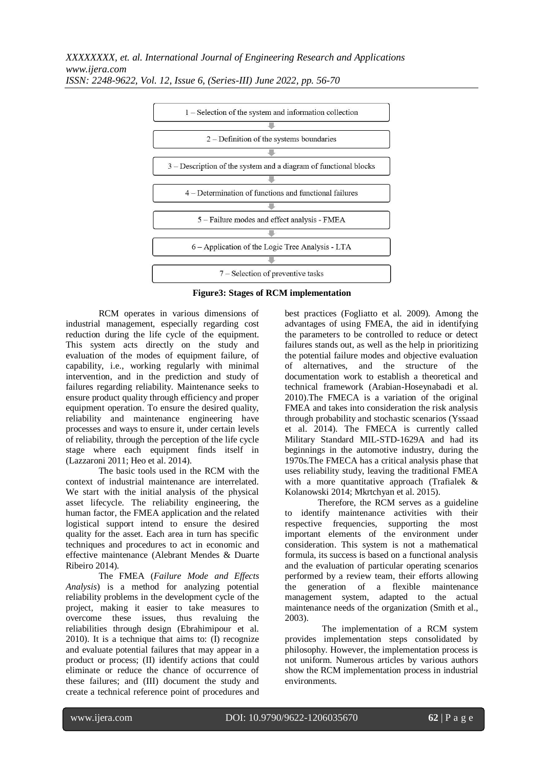1 – Selection of the system and information collection

2 – Definition of the systems boundaries

3 – Description of the system and a diagram of functional blocks

4 – Determination of functions and functional failures

5 – Failure modes and effect analysis - FMEA

6 – Application of the Logic Tree Analysis - LTA

7 – Selection of preventive tasks

**Figure3: Stages of RCM implementation**

RCM operates in various dimensions of industrial management, especially regarding cost reduction during the life cycle of the equipment. This system acts directly on the study and evaluation of the modes of equipment failure, of capability, i.e., working regularly with minimal intervention, and in the prediction and study of failures regarding reliability. Maintenance seeks to ensure product quality through efficiency and proper equipment operation. To ensure the desired quality, reliability and maintenance engineering have processes and ways to ensure it, under certain levels of reliability, through the perception of the life cycle stage where each equipment finds itself in (Lazzaroni 2011; Heo et al. 2014).

The basic tools used in the RCM with the context of industrial maintenance are interrelated. We start with the initial analysis of the physical asset lifecycle. The reliability engineering, the human factor, the FMEA application and the related logistical support intend to ensure the desired quality for the asset. Each area in turn has specific techniques and procedures to act in economic and effective maintenance (Alebrant Mendes & Duarte Ribeiro 2014).

The FMEA (*Failure Mode and Effects Analysis*) is a method for analyzing potential reliability problems in the development cycle of the project, making it easier to take measures to overcome these issues, thus revaluing the reliabilities through design (Ebrahimipour et al. 2010). It is a technique that aims to: (I) recognize and evaluate potential failures that may appear in a product or process; (II) identify actions that could eliminate or reduce the chance of occurrence of these failures; and (III) document the study and create a technical reference point of procedures and best practices (Fogliatto et al. 2009). Among the advantages of using FMEA, the aid in identifying the parameters to be controlled to reduce or detect failures stands out, as well as the help in prioritizing the potential failure modes and objective evaluation of alternatives, and the structure of the documentation work to establish a theoretical and technical framework (Arabian-Hoseynabadi et al. 2010).The FMECA is a variation of the original FMEA and takes into consideration the risk analysis through probability and stochastic scenarios (Yssaad et al. 2014). The FMECA is currently called Military Standard MIL-STD-1629A and had its beginnings in the automotive industry, during the 1970s.The FMECA has a critical analysis phase that uses reliability study, leaving the traditional FMEA with a more quantitative approach (Trafialek & Kolanowski 2014; Mkrtchyan et al. 2015).

Therefore, the RCM serves as a guideline to identify maintenance activities with their respective frequencies, supporting the most important elements of the environment under consideration. This system is not a mathematical formula, its success is based on a functional analysis and the evaluation of particular operating scenarios performed by a review team, their efforts allowing the generation of a flexible maintenance management system, adapted to the actual maintenance needs of the organization (Smith et al., 2003).

The implementation of a RCM system provides implementation steps consolidated by philosophy. However, the implementation process is not uniform. Numerous articles by various authors show the RCM implementation process in industrial environments.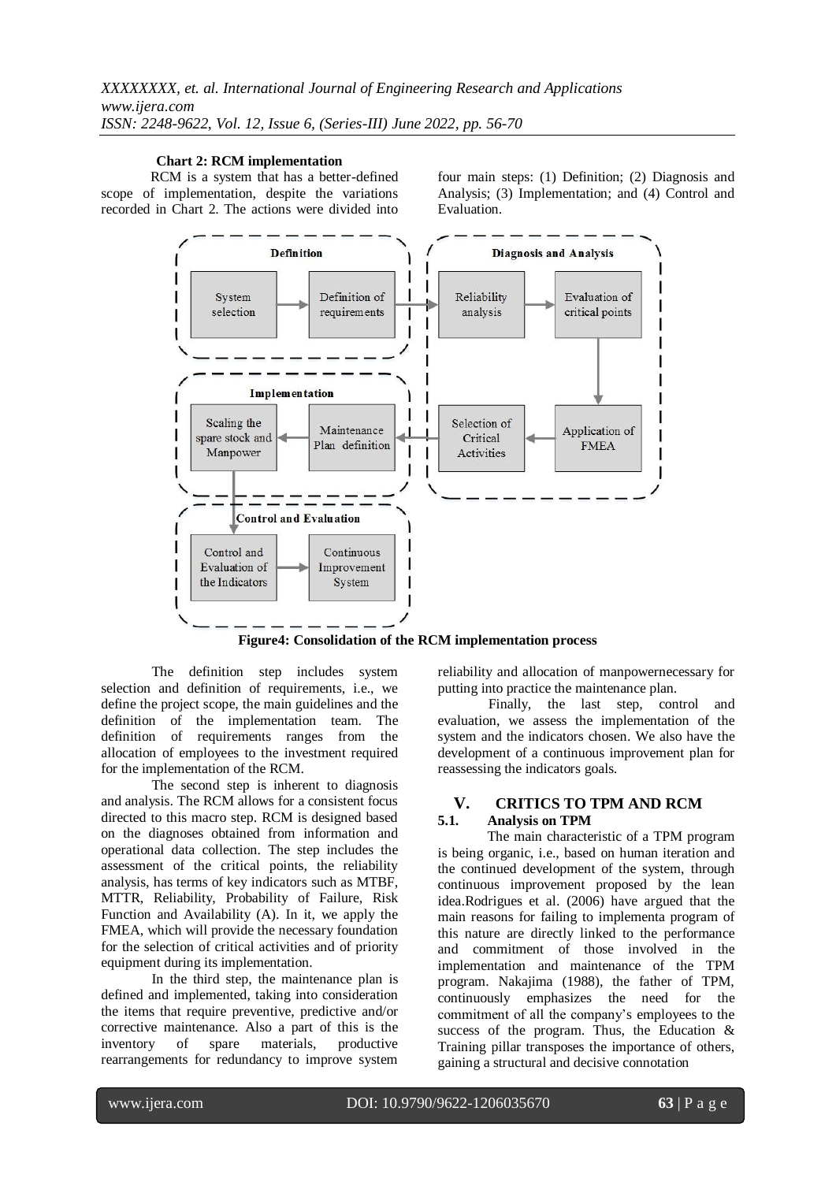**Chart 2: RCM implementation**

RCM is a system that has a better-defined scope of implementation, despite the variations recorded in Chart 2. The actions were divided into four main steps: (1) Definition; (2) Diagnosis and Analysis; (3) Implementation; and (4) Control and Evaluation.

**Figure4: Consolidation of the RCM implementation process**

The definition step includes system selection and definition of requirements, i.e., we define the project scope, the main guidelines and the definition of the implementation team. The definition of requirements ranges from the allocation of employees to the investment required for the implementation of the RCM.

The second step is inherent to diagnosis and analysis. The RCM allows for a consistent focus directed to this macro step. RCM is designed based on the diagnoses obtained from information and operational data collection. The step includes the assessment of the critical points, the reliability analysis, has terms of key indicators such as MTBF, MTTR, Reliability, Probability of Failure, Risk Function and Availability (A). In it, we apply the FMEA, which will provide the necessary foundation for the selection of critical activities and of priority equipment during its implementation.

In the third step, the maintenance plan is defined and implemented, taking into consideration the items that require preventive, predictive and/or corrective maintenance. Also a part of this is the inventory of spare materials, productive rearrangements for redundancy to improve system reliability and allocation of manpowernecessary for putting into practice the maintenance plan.

Finally, the last step, control and evaluation, we assess the implementation of the system and the indicators chosen. We also have the development of a continuous improvement plan for reassessing the indicators goals.

## V. CRITICS TO TPM AND RCM

### 5.1. Analysis on TPM

The main characteristic of a TPM program is being organic, i.e., based on human iteration and the continued development of the system, through continuous improvement proposed by the lean idea.Rodrigues et al. (2006) have argued that the main reasons for failing to implementa program of this nature are directly linked to the performance and commitment of those involved in the implementation and maintenance of the TPM program. Nakajima (1988), the father of TPM, continuously emphasizes the need for the commitment of all the company's employees to the success of the program. Thus, the Education & Training pillar transposes the importance of others, gaining a structural and decisive connotation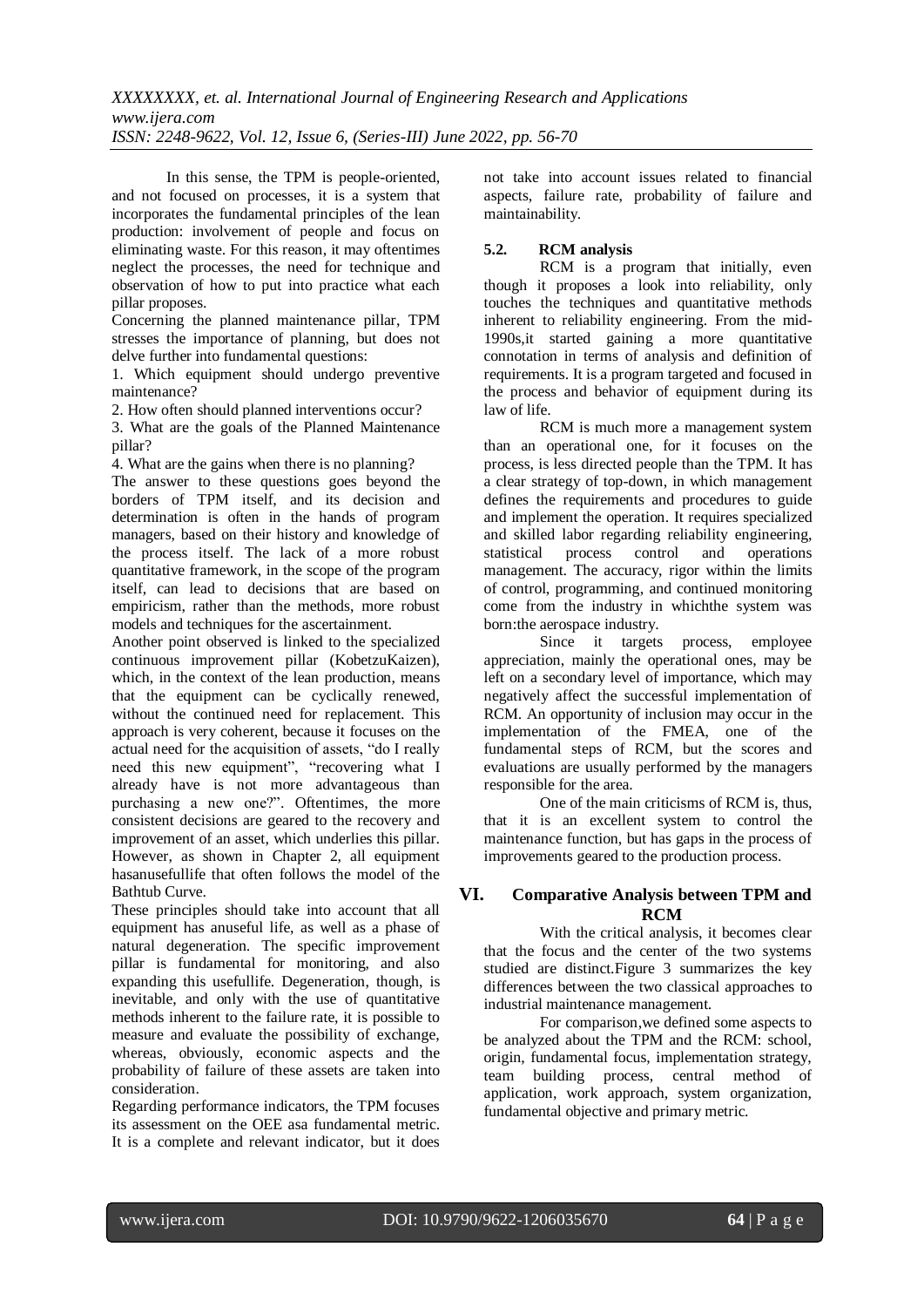In this sense, the TPM is people-oriented, and not focused on processes, it is a system that incorporates the fundamental principles of the lean production: involvement of people and focus on eliminating waste. For this reason, it may oftentimes neglect the processes, the need for technique and observation of how to put into practice what each pillar proposes.

Concerning the planned maintenance pillar, TPM stresses the importance of planning, but does not delve further into fundamental questions:

1. Which equipment should undergo preventive maintenance?
2. How often should planned interventions occur?
3. What are the goals of the Planned Maintenance pillar?
4. What are the gains when there is no planning?

The answer to these questions goes beyond the borders of TPM itself, and its decision and determination is often in the hands of program managers, based on their history and knowledge of the process itself. The lack of a more robust quantitative framework, in the scope of the program itself, can lead to decisions that are based on empiricism, rather than the methods, more robust models and techniques for the ascertainment.

Another point observed is linked to the specialized continuous improvement pillar (KobetzuKaizen), which, in the context of the lean production, means that the equipment can be cyclically renewed, without the continued need for replacement. This approach is very coherent, because it focuses on the actual need for the acquisition of assets, "do I really need this new equipment", "recovering what I already have is not more advantageous than purchasing a new one?". Oftentimes, the more consistent decisions are geared to the recovery and improvement of an asset, which underlies this pillar. However, as shown in Chapter 2, all equipment hasanusefullife that often follows the model of the Bathtub Curve.

These principles should take into account that all equipment has anuseful life, as well as a phase of natural degeneration. The specific improvement pillar is fundamental for monitoring, and also expanding this usefullife. Degeneration, though, is inevitable, and only with the use of quantitative methods inherent to the failure rate, it is possible to measure and evaluate the possibility of exchange, whereas, obviously, economic aspects and the probability of failure of these assets are taken into consideration.

Regarding performance indicators, the TPM focuses its assessment on the OEE asa fundamental metric. It is a complete and relevant indicator, but it does not take into account issues related to financial aspects, failure rate, probability of failure and maintainability.

### 5.2. RCM analysis

RCM is a program that initially, even though it proposes a look into reliability, only touches the techniques and quantitative methods inherent to reliability engineering. From the mid-1990s,it started gaining a more quantitative connotation in terms of analysis and definition of requirements. It is a program targeted and focused in the process and behavior of equipment during its law of life.

RCM is much more a management system than an operational one, for it focuses on the process, is less directed people than the TPM. It has a clear strategy of top-down, in which management defines the requirements and procedures to guide and implement the operation. It requires specialized and skilled labor regarding reliability engineering, statistical process control and operations management. The accuracy, rigor within the limits of control, programming, and continued monitoring come from the industry in whichthe system was born:the aerospace industry.

Since it targets process, employee appreciation, mainly the operational ones, may be left on a secondary level of importance, which may negatively affect the successful implementation of RCM. An opportunity of inclusion may occur in the implementation of the FMEA, one of the fundamental steps of RCM, but the scores and evaluations are usually performed by the managers responsible for the area.

One of the main criticisms of RCM is, thus, that it is an excellent system to control the maintenance function, but has gaps in the process of improvements geared to the production process.

## VI. Comparative Analysis between TPM and RCM

With the critical analysis, it becomes clear that the focus and the center of the two systems studied are distinct.Figure 3 summarizes the key differences between the two classical approaches to industrial maintenance management.

For comparison,we defined some aspects to be analyzed about the TPM and the RCM: school, origin, fundamental focus, implementation strategy, team building process, central method of application, work approach, system organization, fundamental objective and primary metric.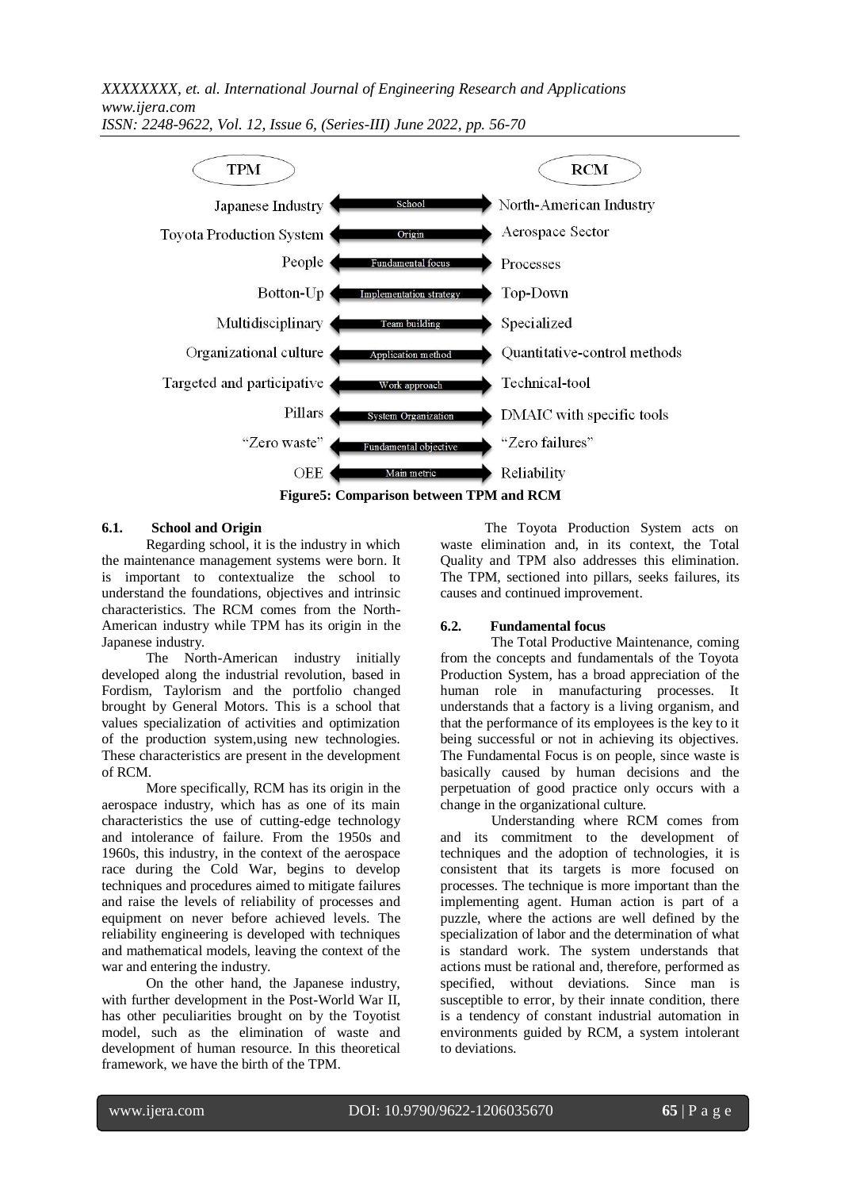| TPM | | RCM |
|---|---|---|
| Japanese Industry | School | North-American Industry |
| Toyota Production System | Origin | Aerospace Sector |
| People | Fundamental focus | Processes |
| Botton-Up | Implementation strategy | Top-Down |
| Multidisciplinary | Team building | Specialized |
| Organizational culture | Application method | Quantitative-control methods |
| Targeted and participative | Work approach | Technical-tool |
| Pillars | System Organization | DMAIC with specific tools |
| "Zero waste" | Fundamental objective | "Zero failures" |
| OEE | Main metric | Reliability |

**Figure5: Comparison between TPM and RCM**

### 6.1. School and Origin

Regarding school, it is the industry in which the maintenance management systems were born. It is important to contextualize the school to understand the foundations, objectives and intrinsic characteristics. The RCM comes from the North-American industry while TPM has its origin in the Japanese industry.

The North-American industry initially developed along the industrial revolution, based in Fordism, Taylorism and the portfolio changed brought by General Motors. This is a school that values specialization of activities and optimization of the production system,using new technologies. These characteristics are present in the development of RCM.

More specifically, RCM has its origin in the aerospace industry, which has as one of its main characteristics the use of cutting-edge technology and intolerance of failure. From the 1950s and 1960s, this industry, in the context of the aerospace race during the Cold War, begins to develop techniques and procedures aimed to mitigate failures and raise the levels of reliability of processes and equipment on never before achieved levels. The reliability engineering is developed with techniques and mathematical models, leaving the context of the war and entering the industry.

On the other hand, the Japanese industry, with further development in the Post-World War II, has other peculiarities brought on by the Toyotist model, such as the elimination of waste and development of human resource. In this theoretical framework, we have the birth of the TPM.

The Toyota Production System acts on waste elimination and, in its context, the Total Quality and TPM also addresses this elimination. The TPM, sectioned into pillars, seeks failures, its causes and continued improvement.

### 6.2. Fundamental focus

The Total Productive Maintenance, coming from the concepts and fundamentals of the Toyota Production System, has a broad appreciation of the human role in manufacturing processes. It understands that a factory is a living organism, and that the performance of its employees is the key to it being successful or not in achieving its objectives. The Fundamental Focus is on people, since waste is basically caused by human decisions and the perpetuation of good practice only occurs with a change in the organizational culture.

Understanding where RCM comes from and its commitment to the development of techniques and the adoption of technologies, it is consistent that its targets is more focused on processes. The technique is more important than the implementing agent. Human action is part of a puzzle, where the actions are well defined by the specialization of labor and the determination of what is standard work. The system understands that actions must be rational and, therefore, performed as specified, without deviations. Since man is susceptible to error, by their innate condition, there is a tendency of constant industrial automation in environments guided by RCM, a system intolerant to deviations.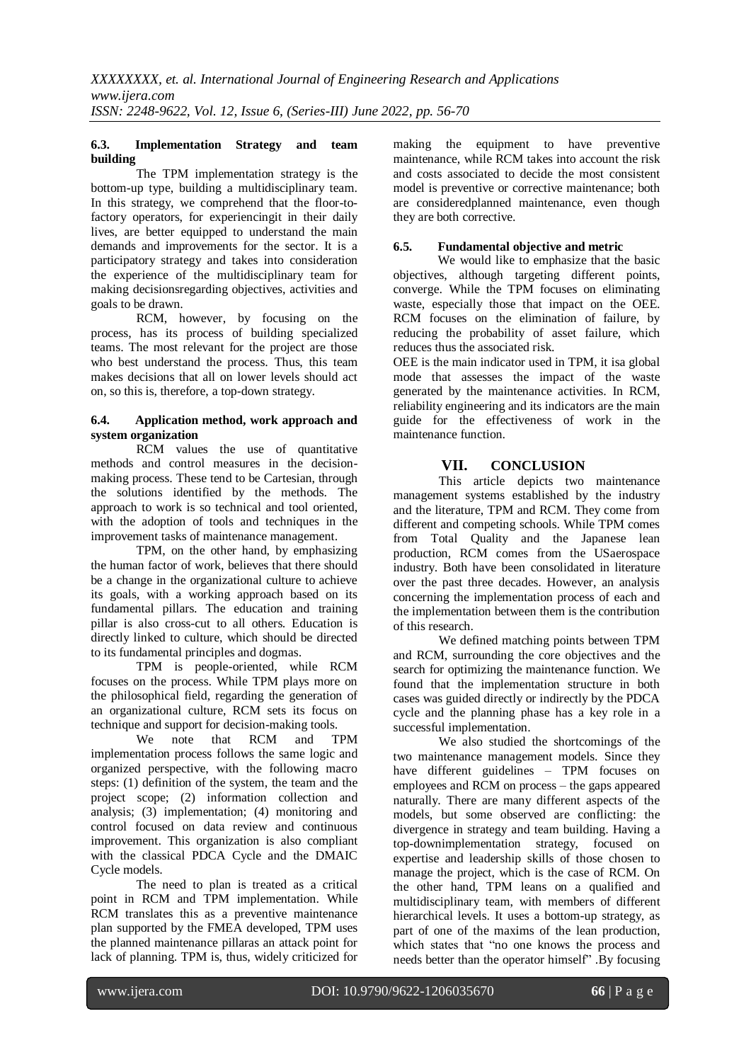### 6.3. Implementation Strategy and team building

The TPM implementation strategy is the bottom-up type, building a multidisciplinary team. In this strategy, we comprehend that the floor-to-factory operators, for experiencingit in their daily lives, are better equipped to understand the main demands and improvements for the sector. It is a participatory strategy and takes into consideration the experience of the multidisciplinary team for making decisionsregarding objectives, activities and goals to be drawn.

RCM, however, by focusing on the process, has its process of building specialized teams. The most relevant for the project are those who best understand the process. Thus, this team makes decisions that all on lower levels should act on, so this is, therefore, a top-down strategy.

### 6.4. Application method, work approach and system organization

RCM values the use of quantitative methods and control measures in the decision-making process. These tend to be Cartesian, through the solutions identified by the methods. The approach to work is so technical and tool oriented, with the adoption of tools and techniques in the improvement tasks of maintenance management.

TPM, on the other hand, by emphasizing the human factor of work, believes that there should be a change in the organizational culture to achieve its goals, with a working approach based on its fundamental pillars. The education and training pillar is also cross-cut to all others. Education is directly linked to culture, which should be directed to its fundamental principles and dogmas.

TPM is people-oriented, while RCM focuses on the process. While TPM plays more on the philosophical field, regarding the generation of an organizational culture, RCM sets its focus on technique and support for decision-making tools.

We note that RCM and TPM implementation process follows the same logic and organized perspective, with the following macro steps: (1) definition of the system, the team and the project scope; (2) information collection and analysis; (3) implementation; (4) monitoring and control focused on data review and continuous improvement. This organization is also compliant with the classical PDCA Cycle and the DMAIC Cycle models.

The need to plan is treated as a critical point in RCM and TPM implementation. While RCM translates this as a preventive maintenance plan supported by the FMEA developed, TPM uses the planned maintenance pillaras an attack point for lack of planning. TPM is, thus, widely criticized for making the equipment to have preventive maintenance, while RCM takes into account the risk and costs associated to decide the most consistent model is preventive or corrective maintenance; both are consideredplanned maintenance, even though they are both corrective.

### 6.5. Fundamental objective and metric

We would like to emphasize that the basic objectives, although targeting different points, converge. While the TPM focuses on eliminating waste, especially those that impact on the OEE. RCM focuses on the elimination of failure, by reducing the probability of asset failure, which reduces thus the associated risk.

OEE is the main indicator used in TPM, it isa global mode that assesses the impact of the waste generated by the maintenance activities. In RCM, reliability engineering and its indicators are the main guide for the effectiveness of work in the maintenance function.

## VII. CONCLUSION

This article depicts two maintenance management systems established by the industry and the literature, TPM and RCM. They come from different and competing schools. While TPM comes from Total Quality and the Japanese lean production, RCM comes from the USaerospace industry. Both have been consolidated in literature over the past three decades. However, an analysis concerning the implementation process of each and the implementation between them is the contribution of this research.

We defined matching points between TPM and RCM, surrounding the core objectives and the search for optimizing the maintenance function. We found that the implementation structure in both cases was guided directly or indirectly by the PDCA cycle and the planning phase has a key role in a successful implementation.

We also studied the shortcomings of the two maintenance management models. Since they have different guidelines – TPM focuses on employees and RCM on process – the gaps appeared naturally. There are many different aspects of the models, but some observed are conflicting: the divergence in strategy and team building. Having a top-downimplementation strategy, focused on expertise and leadership skills of those chosen to manage the project, which is the case of RCM. On the other hand, TPM leans on a qualified and multidisciplinary team, with members of different hierarchical levels. It uses a bottom-up strategy, as part of one of the maxims of the lean production, which states that "no one knows the process and needs better than the operator himself" .By focusing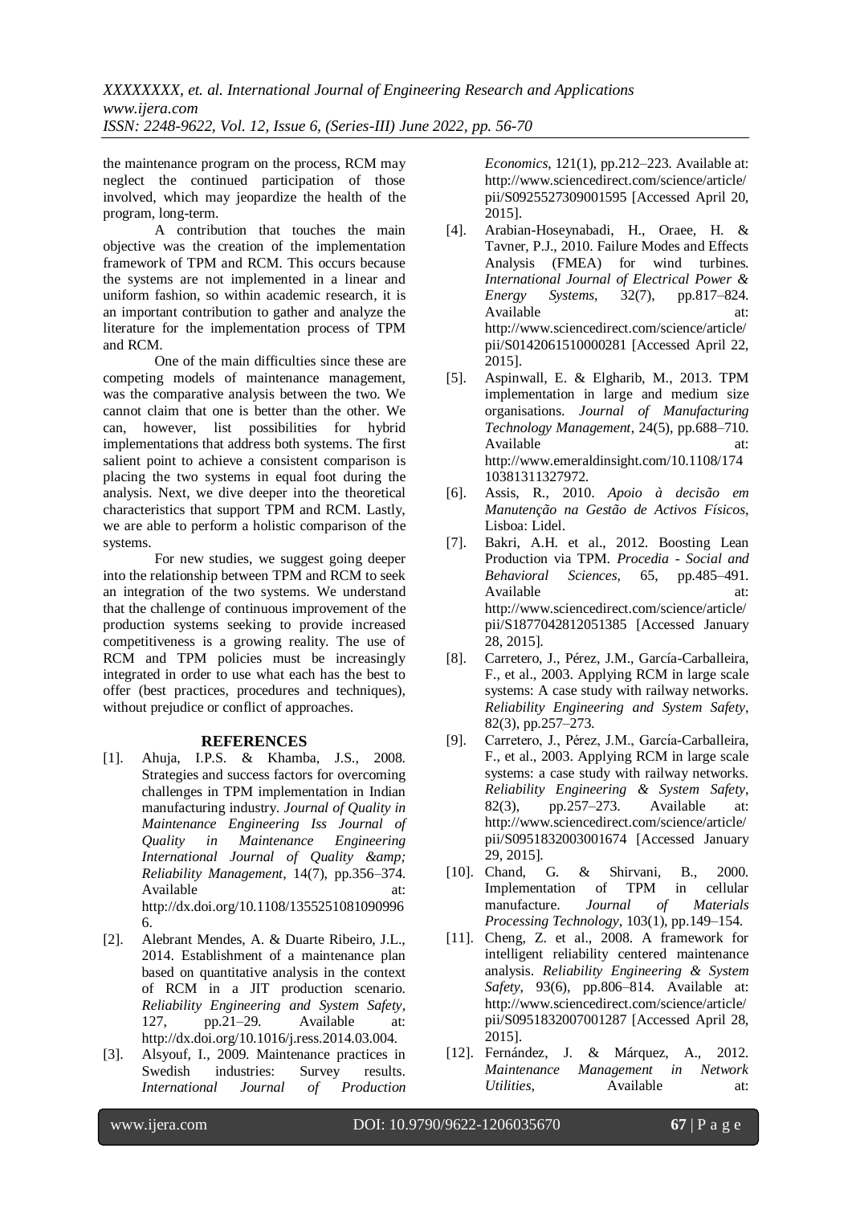the maintenance program on the process, RCM may neglect the continued participation of those involved, which may jeopardize the health of the program, long-term.

A contribution that touches the main objective was the creation of the implementation framework of TPM and RCM. This occurs because the systems are not implemented in a linear and uniform fashion, so within academic research, it is an important contribution to gather and analyze the literature for the implementation process of TPM and RCM.

One of the main difficulties since these are competing models of maintenance management, was the comparative analysis between the two. We cannot claim that one is better than the other. We can, however, list possibilities for hybrid implementations that address both systems. The first salient point to achieve a consistent comparison is placing the two systems in equal foot during the analysis. Next, we dive deeper into the theoretical characteristics that support TPM and RCM. Lastly, we are able to perform a holistic comparison of the systems.

For new studies, we suggest going deeper into the relationship between TPM and RCM to seek an integration of the two systems. We understand that the challenge of continuous improvement of the production systems seeking to provide increased competitiveness is a growing reality. The use of RCM and TPM policies must be increasingly integrated in order to use what each has the best to offer (best practices, procedures and techniques), without prejudice or conflict of approaches.

## REFERENCES

[1]. Ahuja, I.P.S. & Khamba, J.S., 2008. Strategies and success factors for overcoming challenges in TPM implementation in Indian manufacturing industry. *Journal of Quality in Maintenance Engineering Iss Journal of Quality in Maintenance Engineering International Journal of Quality &amp; Reliability Management*, 14(7), pp.356–374. Available at: http://dx.doi.org/10.1108/13552510810909966.

[2]. Alebrant Mendes, A. & Duarte Ribeiro, J.L., 2014. Establishment of a maintenance plan based on quantitative analysis in the context of RCM in a JIT production scenario. *Reliability Engineering and System Safety*, 127, pp.21–29. Available at: http://dx.doi.org/10.1016/j.ress.2014.03.004.

[3]. Alsyouf, I., 2009. Maintenance practices in Swedish industries: Survey results. *International Journal of Production Economics*, 121(1), pp.212–223. Available at: http://www.sciencedirect.com/science/article/pii/S0925527309001595 [Accessed April 20, 2015].

[4]. Arabian-Hoseynabadi, H., Oraee, H. & Tavner, P.J., 2010. Failure Modes and Effects Analysis (FMEA) for wind turbines. *International Journal of Electrical Power & Energy Systems*, 32(7), pp.817–824. Available at: http://www.sciencedirect.com/science/article/pii/S0142061510000281 [Accessed April 22, 2015].

[5]. Aspinwall, E. & Elgharib, M., 2013. TPM implementation in large and medium size organisations. *Journal of Manufacturing Technology Management*, 24(5), pp.688–710. Available at: http://www.emeraldinsight.com/10.1108/17410381311327972.

[6]. Assis, R., 2010. *Apoio à decisão em Manutenção na Gestão de Activos Físicos*, Lisboa: Lidel.

[7]. Bakri, A.H. et al., 2012. Boosting Lean Production via TPM. *Procedia - Social and Behavioral Sciences*, 65, pp.485–491. Available at: http://www.sciencedirect.com/science/article/pii/S1877042812051385 [Accessed January 28, 2015].

[8]. Carretero, J., Pérez, J.M., García-Carballeira, F., et al., 2003. Applying RCM in large scale systems: A case study with railway networks. *Reliability Engineering and System Safety*, 82(3), pp.257–273.

[9]. Carretero, J., Pérez, J.M., García-Carballeira, F., et al., 2003. Applying RCM in large scale systems: a case study with railway networks. *Reliability Engineering & System Safety*, 82(3), pp.257–273. Available at: http://www.sciencedirect.com/science/article/pii/S0951832003001674 [Accessed January 29, 2015].

[10]. Chand, G. & Shirvani, B., 2000. Implementation of TPM in cellular manufacture. *Journal of Materials Processing Technology*, 103(1), pp.149–154.

[11]. Cheng, Z. et al., 2008. A framework for intelligent reliability centered maintenance analysis. *Reliability Engineering & System Safety*, 93(6), pp.806–814. Available at: http://www.sciencedirect.com/science/article/pii/S0951832007001287 [Accessed April 28, 2015].

[12]. Fernández, J. & Márquez, A., 2012. *Maintenance Management in Network Utilities*, Available at: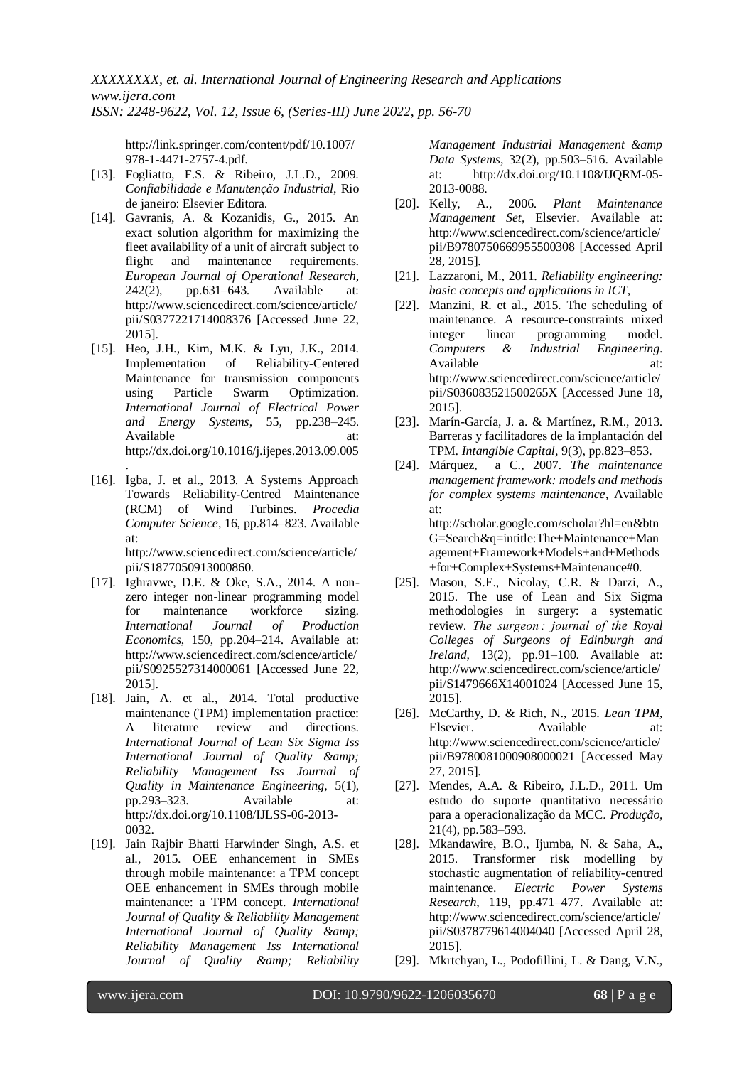http://link.springer.com/content/pdf/10.1007/978-1-4471-2757-4.pdf.

[13]. Fogliatto, F.S. & Ribeiro, J.L.D., 2009. *Confiabilidade e Manutenção Industrial*, Rio de janeiro: Elsevier Editora.

[14]. Gavranis, A. & Kozanidis, G., 2015. An exact solution algorithm for maximizing the fleet availability of a unit of aircraft subject to flight and maintenance requirements. *European Journal of Operational Research*, 242(2), pp.631–643. Available at: http://www.sciencedirect.com/science/article/pii/S0377221714008376 [Accessed June 22, 2015].

[15]. Heo, J.H., Kim, M.K. & Lyu, J.K., 2014. Implementation of Reliability-Centered Maintenance for transmission components using Particle Swarm Optimization. *International Journal of Electrical Power and Energy Systems*, 55, pp.238–245. Available at: http://dx.doi.org/10.1016/j.ijepes.2013.09.005.

[16]. Igba, J. et al., 2013. A Systems Approach Towards Reliability-Centred Maintenance (RCM) of Wind Turbines. *Procedia Computer Science*, 16, pp.814–823. Available at: http://www.sciencedirect.com/science/article/pii/S1877050913000860.

[17]. Ighravwe, D.E. & Oke, S.A., 2014. A non-zero integer non-linear programming model for maintenance workforce sizing. *International Journal of Production Economics*, 150, pp.204–214. Available at: http://www.sciencedirect.com/science/article/pii/S0925527314000061 [Accessed June 22, 2015].

[18]. Jain, A. et al., 2014. Total productive maintenance (TPM) implementation practice: A literature review and directions. *International Journal of Lean Six Sigma Iss International Journal of Quality &amp; Reliability Management Iss Journal of Quality in Maintenance Engineering*, 5(1), pp.293–323. Available at: http://dx.doi.org/10.1108/IJLSS-06-2013-0032.

[19]. Jain Rajbir Bhatti Harwinder Singh, A.S. et al., 2015. OEE enhancement in SMEs through mobile maintenance: a TPM concept OEE enhancement in SMEs through mobile maintenance: a TPM concept. *International Journal of Quality & Reliability Management International Journal of Quality &amp; Reliability Management Iss International Journal of Quality &amp; Reliability Management Industrial Management &amp Data Systems*, 32(2), pp.503–516. Available at: http://dx.doi.org/10.1108/IJQRM-05-2013-0088.

[20]. Kelly, A., 2006. *Plant Maintenance Management Set*, Elsevier. Available at: http://www.sciencedirect.com/science/article/pii/B9780750669955500308 [Accessed April 28, 2015].

[21]. Lazzaroni, M., 2011. *Reliability engineering: basic concepts and applications in ICT*,

[22]. Manzini, R. et al., 2015. The scheduling of maintenance. A resource-constraints mixed integer linear programming model. *Computers & Industrial Engineering*. Available at: http://www.sciencedirect.com/science/article/pii/S036083521500265X [Accessed June 18, 2015].

[23]. Marín-García, J. a. & Martínez, R.M., 2013. Barreras y facilitadores de la implantación del TPM. *Intangible Capital*, 9(3), pp.823–853.

[24]. Márquez, a C., 2007. *The maintenance management framework: models and methods for complex systems maintenance*, Available at: http://scholar.google.com/scholar?hl=en&btnG=Search&q=intitle:The+Maintenance+Management+Framework+Models+and+Methods+for+Complex+Systems+Maintenance#0.

[25]. Mason, S.E., Nicolay, C.R. & Darzi, A., 2015. The use of Lean and Six Sigma methodologies in surgery: a systematic review. *The surgeon : journal of the Royal Colleges of Surgeons of Edinburgh and Ireland*, 13(2), pp.91–100. Available at: http://www.sciencedirect.com/science/article/pii/S1479666X14001024 [Accessed June 15, 2015].

[26]. McCarthy, D. & Rich, N., 2015. *Lean TPM*, Elsevier. Available at: http://www.sciencedirect.com/science/article/pii/B9780081000908000021 [Accessed May 27, 2015].

[27]. Mendes, A.A. & Ribeiro, J.L.D., 2011. Um estudo do suporte quantitativo necessário para a operacionalização da MCC. *Produção*, 21(4), pp.583–593.

[28]. Mkandawire, B.O., Ijumba, N. & Saha, A., 2015. Transformer risk modelling by stochastic augmentation of reliability-centred maintenance. *Electric Power Systems Research*, 119, pp.471–477. Available at: http://www.sciencedirect.com/science/article/pii/S0378779614004040 [Accessed April 28, 2015].

[29]. Mkrtchyan, L., Podofillini, L. & Dang, V.N.,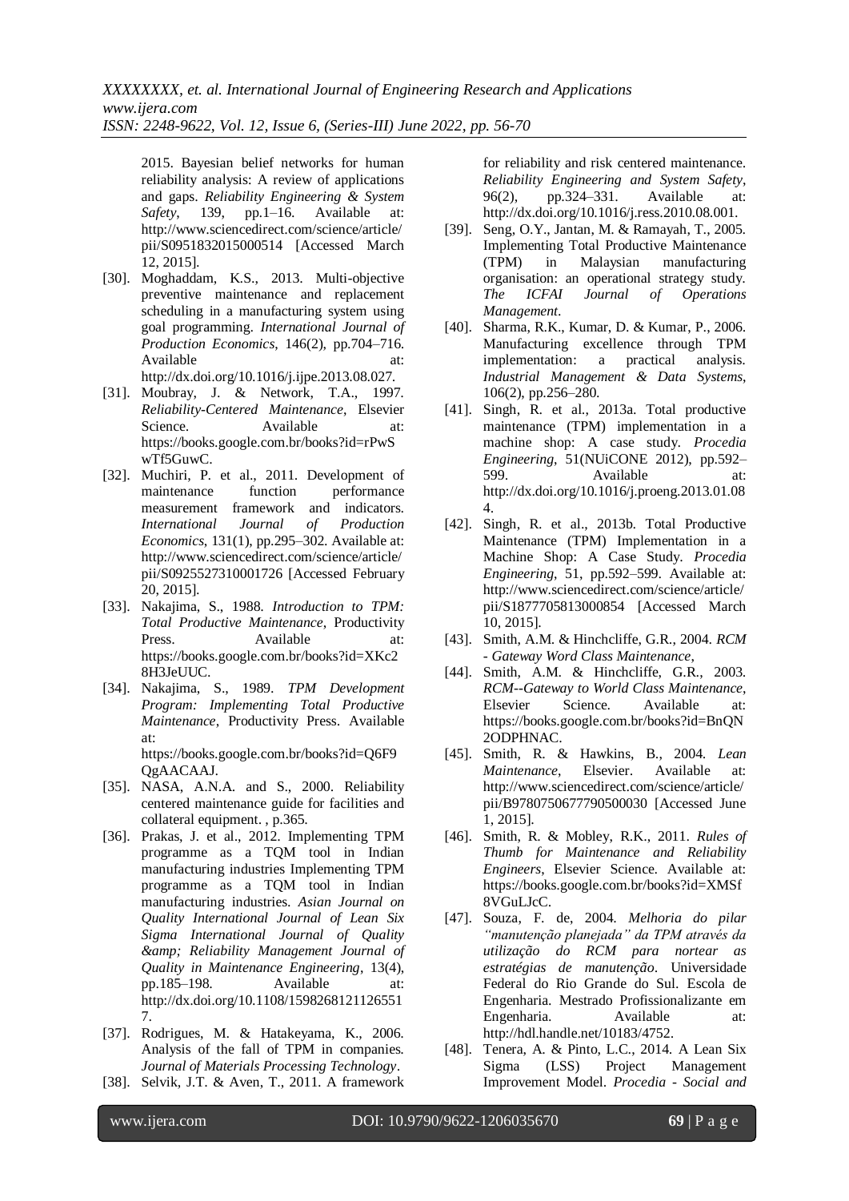2015. Bayesian belief networks for human reliability analysis: A review of applications and gaps. *Reliability Engineering & System Safety*, 139, pp.1–16. Available at: http://www.sciencedirect.com/science/article/pii/S0951832015000514 [Accessed March 12, 2015].

[30]. Moghaddam, K.S., 2013. Multi-objective preventive maintenance and replacement scheduling in a manufacturing system using goal programming. *International Journal of Production Economics*, 146(2), pp.704–716. Available at: http://dx.doi.org/10.1016/j.ijpe.2013.08.027.

[31]. Moubray, J. & Network, T.A., 1997. *Reliability-Centered Maintenance*, Elsevier Science. Available at: https://books.google.com.br/books?id=rPwSwTf5GuwC.

[32]. Muchiri, P. et al., 2011. Development of maintenance function performance measurement framework and indicators. *International Journal of Production Economics*, 131(1), pp.295–302. Available at: http://www.sciencedirect.com/science/article/pii/S0925527310001726 [Accessed February 20, 2015].

[33]. Nakajima, S., 1988. *Introduction to TPM: Total Productive Maintenance*, Productivity Press. Available at: https://books.google.com.br/books?id=XKc28H3JeUUC.

[34]. Nakajima, S., 1989. *TPM Development Program: Implementing Total Productive Maintenance*, Productivity Press. Available at: https://books.google.com.br/books?id=Q6F9QgAACAAJ.

[35]. NASA, A.N.A. and S., 2000. Reliability centered maintenance guide for facilities and collateral equipment. , p.365.

[36]. Prakas, J. et al., 2012. Implementing TPM programme as a TQM tool in Indian manufacturing industries Implementing TPM programme as a TQM tool in Indian manufacturing industries. *Asian Journal on Quality International Journal of Lean Six Sigma International Journal of Quality &amp; Reliability Management Journal of Quality in Maintenance Engineering*, 13(4), pp.185–198. Available at: http://dx.doi.org/10.1108/15982681211265517.

[37]. Rodrigues, M. & Hatakeyama, K., 2006. Analysis of the fall of TPM in companies. *Journal of Materials Processing Technology*.

[38]. Selvik, J.T. & Aven, T., 2011. A framework for reliability and risk centered maintenance. *Reliability Engineering and System Safety*, 96(2), pp.324–331. Available at: http://dx.doi.org/10.1016/j.ress.2010.08.001.

[39]. Seng, O.Y., Jantan, M. & Ramayah, T., 2005. Implementing Total Productive Maintenance (TPM) in Malaysian manufacturing organisation: an operational strategy study. *The ICFAI Journal of Operations Management*.

[40]. Sharma, R.K., Kumar, D. & Kumar, P., 2006. Manufacturing excellence through TPM implementation: a practical analysis. *Industrial Management & Data Systems*, 106(2), pp.256–280.

[41]. Singh, R. et al., 2013a. Total productive maintenance (TPM) implementation in a machine shop: A case study. *Procedia Engineering*, 51(NUiCONE 2012), pp.592–599. Available at: http://dx.doi.org/10.1016/j.proeng.2013.01.084.

[42]. Singh, R. et al., 2013b. Total Productive Maintenance (TPM) Implementation in a Machine Shop: A Case Study. *Procedia Engineering*, 51, pp.592–599. Available at: http://www.sciencedirect.com/science/article/pii/S1877705813000854 [Accessed March 10, 2015].

[43]. Smith, A.M. & Hinchcliffe, G.R., 2004. *RCM - Gateway Word Class Maintenance*,

[44]. Smith, A.M. & Hinchcliffe, G.R., 2003. *RCM--Gateway to World Class Maintenance*, Elsevier Science. Available at: https://books.google.com.br/books?id=BnQN2ODPHNAC.

[45]. Smith, R. & Hawkins, B., 2004. *Lean Maintenance*, Elsevier. Available at: http://www.sciencedirect.com/science/article/pii/B9780750677790500030 [Accessed June 1, 2015].

[46]. Smith, R. & Mobley, R.K., 2011. *Rules of Thumb for Maintenance and Reliability Engineers*, Elsevier Science. Available at: https://books.google.com.br/books?id=XMSf8VGuLJcC.

[47]. Souza, F. de, 2004. *Melhoria do pilar "manutenção planejada" da TPM através da utilização do RCM para nortear as estratégias de manutenção*. Universidade Federal do Rio Grande do Sul. Escola de Engenharia. Mestrado Profissionalizante em Engenharia. Available at: http://hdl.handle.net/10183/4752.

[48]. Tenera, A. & Pinto, L.C., 2014. A Lean Six Sigma (LSS) Project Management Improvement Model. *Procedia - Social and*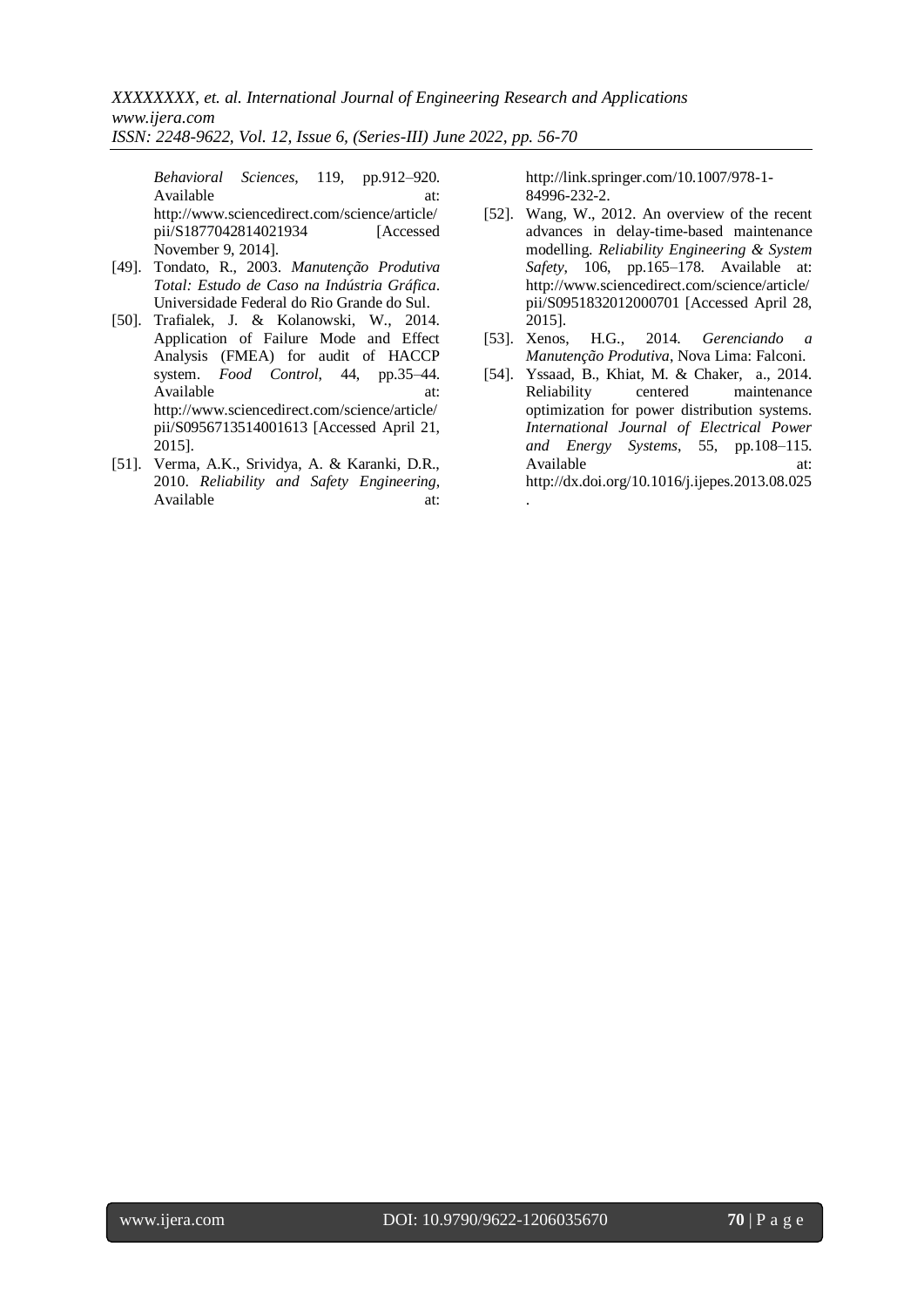*Behavioral Sciences*, 119, pp.912–920. Available at: http://www.sciencedirect.com/science/article/pii/S1877042814021934 [Accessed November 9, 2014].

[49]. Tondato, R., 2003. *Manutenção Produtiva Total: Estudo de Caso na Indústria Gráfica*. Universidade Federal do Rio Grande do Sul.

[50]. Trafialek, J. & Kolanowski, W., 2014. Application of Failure Mode and Effect Analysis (FMEA) for audit of HACCP system. *Food Control*, 44, pp.35–44. Available at: http://www.sciencedirect.com/science/article/pii/S0956713514001613 [Accessed April 21, 2015].

[51]. Verma, A.K., Srividya, A. & Karanki, D.R., 2010. *Reliability and Safety Engineering*, Available at: http://link.springer.com/10.1007/978-1-84996-232-2.

[52]. Wang, W., 2012. An overview of the recent advances in delay-time-based maintenance modelling. *Reliability Engineering & System Safety*, 106, pp.165–178. Available at: http://www.sciencedirect.com/science/article/pii/S0951832012000701 [Accessed April 28, 2015].

[53]. Xenos, H.G., 2014. *Gerenciando a Manutenção Produtiva*, Nova Lima: Falconi.

[54]. Yssaad, B., Khiat, M. & Chaker, a., 2014. Reliability centered maintenance optimization for power distribution systems. *International Journal of Electrical Power and Energy Systems*, 55, pp.108–115. Available at: http://dx.doi.org/10.1016/j.ijepes.2013.08.025.